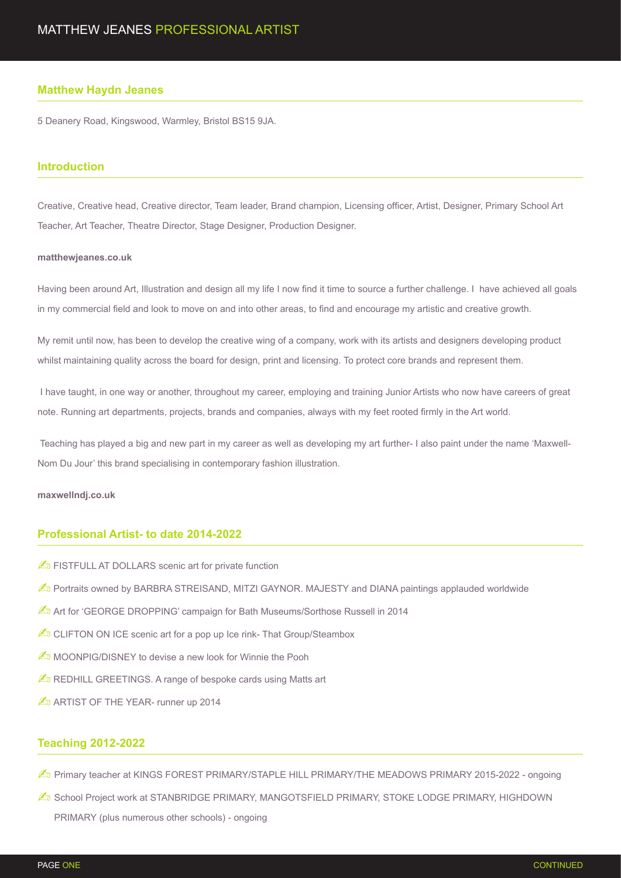# MATTHEW JEANES PROFESSIONAL ARTIST

## Matthew Haydn Jeanes

5 Deanery Road, Kingswood, Warmley, Bristol BS15 9JA.

## Introduction

Creative, Creative head, Creative director, Team leader, Brand champion, Licensing officer, Artist, Designer, Primary School Art Teacher, Art Teacher, Theatre Director, Stage Designer, Production Designer.

**matthewjeanes.co.uk**

Having been around Art, Illustration and design all my life I now find it time to source a further challenge. I have achieved all goals in my commercial field and look to move on and into other areas, to find and encourage my artistic and creative growth.

My remit until now, has been to develop the creative wing of a company, work with its artists and designers developing product whilst maintaining quality across the board for design, print and licensing. To protect core brands and represent them.

I have taught, in one way or another, throughout my career, employing and training Junior Artists who now have careers of great note. Running art departments, projects, brands and companies, always with my feet rooted firmly in the Art world.

Teaching has played a big and new part in my career as well as developing my art further- I also paint under the name 'Maxwell-Nom Du Jour' this brand specialising in contemporary fashion illustration.

**maxwellndj.co.uk**

## Professional Artist- to date 2014-2022

- ✍ FISTFULL AT DOLLARS scenic art for private function
- ✍ Portraits owned by BARBRA STREISAND, MITZI GAYNOR. MAJESTY and DIANA paintings applauded worldwide
- ✍ Art for 'GEORGE DROPPING' campaign for Bath Museums/Sorthose Russell in 2014
- ✍ CLIFTON ON ICE scenic art for a pop up Ice rink- That Group/Steambox
- ✍ MOONPIG/DISNEY to devise a new look for Winnie the Pooh
- ✍ REDHILL GREETINGS. A range of bespoke cards using Matts art
- ✍ ARTIST OF THE YEAR- runner up 2014

## Teaching 2012-2022

- ✍ Primary teacher at KINGS FOREST PRIMARY/STAPLE HILL PRIMARY/THE MEADOWS PRIMARY 2015-2022 - ongoing
- ✍ School Project work at STANBRIDGE PRIMARY, MANGOTSFIELD PRIMARY, STOKE LODGE PRIMARY, HIGHDOWN PRIMARY (plus numerous other schools) - ongoing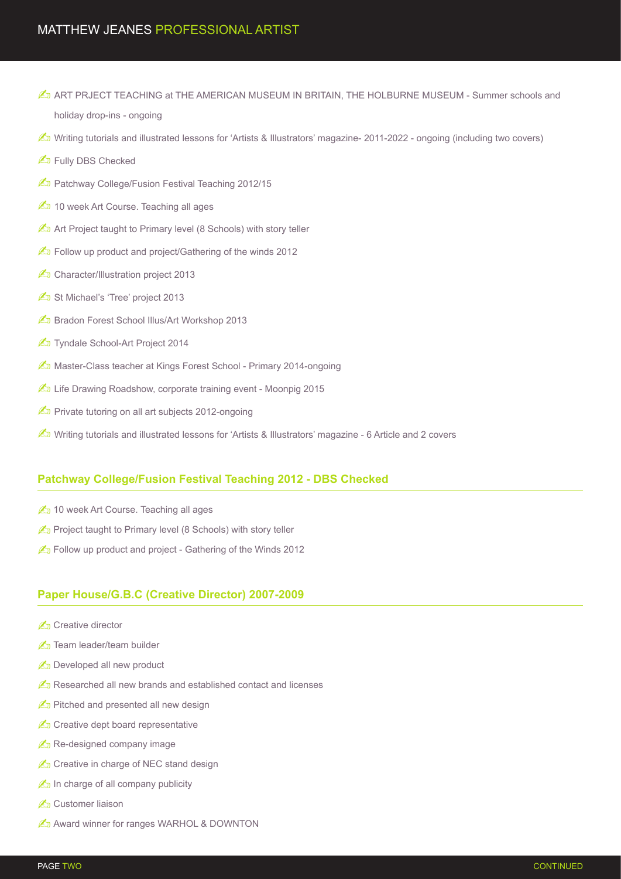- ✍ ART PRJECT TEACHING at THE AMERICAN MUSEUM IN BRITAIN, THE HOLBURNE MUSEUM - Summer schools and holiday drop-ins - ongoing
- ✍ Writing tutorials and illustrated lessons for 'Artists & Illustrators' magazine- 2011-2022 - ongoing (including two covers)
- ✍ Fully DBS Checked
- ✍ Patchway College/Fusion Festival Teaching 2012/15
- ✍ 10 week Art Course. Teaching all ages
- ✍ Art Project taught to Primary level (8 Schools) with story teller
- ✍ Follow up product and project/Gathering of the winds 2012
- ✍ Character/Illustration project 2013
- ✍ St Michael's 'Tree' project 2013
- ✍ Bradon Forest School Illus/Art Workshop 2013
- ✍ Tyndale School-Art Project 2014
- ✍ Master-Class teacher at Kings Forest School - Primary 2014-ongoing
- ✍ Life Drawing Roadshow, corporate training event - Moonpig 2015
- ✍ Private tutoring on all art subjects 2012-ongoing
- ✍ Writing tutorials and illustrated lessons for 'Artists & Illustrators' magazine - 6 Article and 2 covers

## Patchway College/Fusion Festival Teaching 2012 - DBS Checked

- ✍ 10 week Art Course. Teaching all ages
- ✍ Project taught to Primary level (8 Schools) with story teller
- ✍ Follow up product and project - Gathering of the Winds 2012

## Paper House/G.B.C (Creative Director) 2007-2009

- ✍ Creative director
- ✍ Team leader/team builder
- ✍ Developed all new product
- ✍ Researched all new brands and established contact and licenses
- ✍ Pitched and presented all new design
- ✍ Creative dept board representative
- ✍ Re-designed company image
- ✍ Creative in charge of NEC stand design
- ✍ In charge of all company publicity
- ✍ Customer liaison
- ✍ Award winner for ranges WARHOL & DOWNTON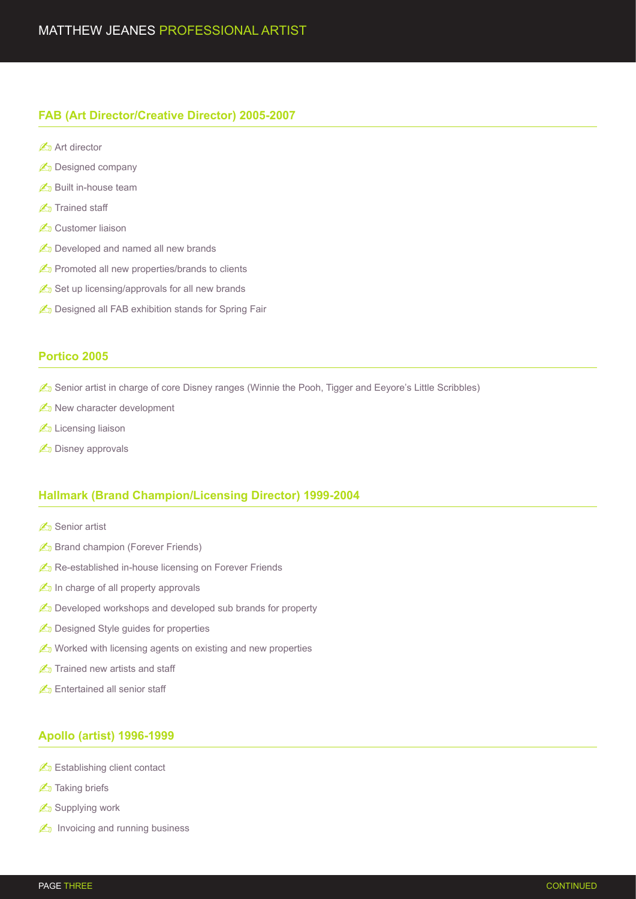## FAB (Art Director/Creative Director) 2005-2007

- ✍ Art director
- ✍ Designed company
- ✍ Built in-house team
- ✍ Trained staff
- ✍ Customer liaison
- ✍ Developed and named all new brands
- ✍ Promoted all new properties/brands to clients
- ✍ Set up licensing/approvals for all new brands
- ✍ Designed all FAB exhibition stands for Spring Fair

## Portico 2005

- ✍ Senior artist in charge of core Disney ranges (Winnie the Pooh, Tigger and Eeyore's Little Scribbles)
- ✍ New character development
- ✍ Licensing liaison
- ✍ Disney approvals

## Hallmark (Brand Champion/Licensing Director) 1999-2004

- ✍ Senior artist
- ✍ Brand champion (Forever Friends)
- ✍ Re-established in-house licensing on Forever Friends
- ✍ In charge of all property approvals
- ✍ Developed workshops and developed sub brands for property
- ✍ Designed Style guides for properties
- ✍ Worked with licensing agents on existing and new properties
- ✍ Trained new artists and staff
- ✍ Entertained all senior staff

## Apollo (artist) 1996-1999

- ✍ Establishing client contact
- ✍ Taking briefs
- ✍ Supplying work
- ✍ Invoicing and running business

CONTINUED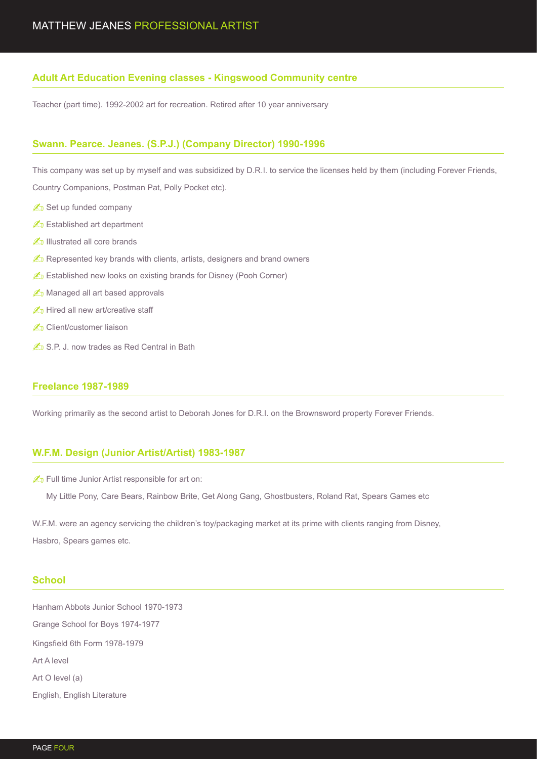## Adult Art Education Evening classes - Kingswood Community centre

Teacher (part time). 1992-2002 art for recreation. Retired after 10 year anniversary

## Swann. Pearce. Jeanes. (S.P.J.) (Company Director) 1990-1996

This company was set up by myself and was subsidized by D.R.I. to service the licenses held by them (including Forever Friends, Country Companions, Postman Pat, Polly Pocket etc).

- Set up funded company
- Established art department
- Illustrated all core brands
- Represented key brands with clients, artists, designers and brand owners
- Established new looks on existing brands for Disney (Pooh Corner)
- Managed all art based approvals
- Hired all new art/creative staff
- Client/customer liaison
- S.P. J. now trades as Red Central in Bath

## Freelance 1987-1989

Working primarily as the second artist to Deborah Jones for D.R.I. on the Brownsword property Forever Friends.

## W.F.M. Design (Junior Artist/Artist) 1983-1987

- Full time Junior Artist responsible for art on:

  My Little Pony, Care Bears, Rainbow Brite, Get Along Gang, Ghostbusters, Roland Rat, Spears Games etc

W.F.M. were an agency servicing the children's toy/packaging market at its prime with clients ranging from Disney, Hasbro, Spears games etc.

## School

Hanham Abbots Junior School 1970-1973

Grange School for Boys 1974-1977

Kingsfield 6th Form 1978-1979

Art A level

Art O level (a)

English, English Literature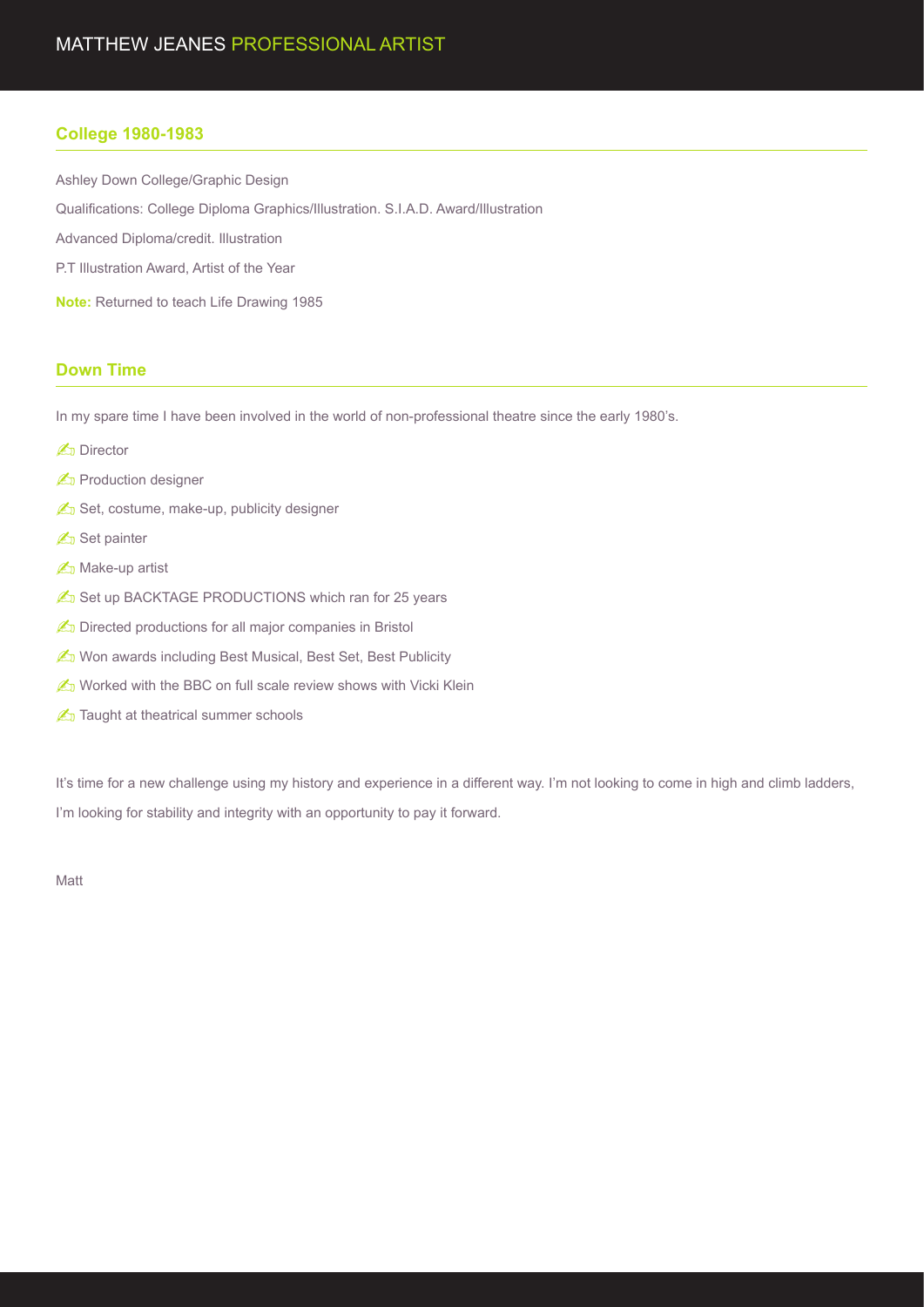## College 1980-1983

Ashley Down College/Graphic Design

Qualifications: College Diploma Graphics/Illustration. S.I.A.D. Award/Illustration

Advanced Diploma/credit. Illustration

P.T Illustration Award, Artist of the Year

**Note:** Returned to teach Life Drawing 1985

## Down Time

In my spare time I have been involved in the world of non-professional theatre since the early 1980's.

- Director
- Production designer
- Set, costume, make-up, publicity designer
- Set painter
- Make-up artist
- Set up BACKTAGE PRODUCTIONS which ran for 25 years
- Directed productions for all major companies in Bristol
- Won awards including Best Musical, Best Set, Best Publicity
- Worked with the BBC on full scale review shows with Vicki Klein
- Taught at theatrical summer schools

It's time for a new challenge using my history and experience in a different way. I'm not looking to come in high and climb ladders, I'm looking for stability and integrity with an opportunity to pay it forward.

Matt